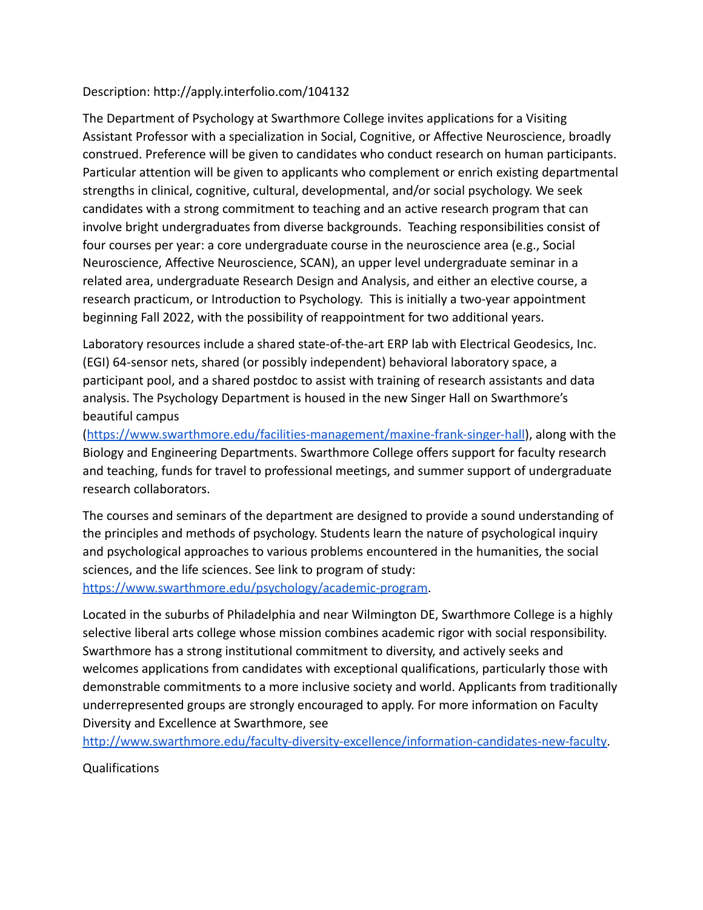Description: http://apply.interfolio.com/104132

The Department of Psychology at Swarthmore College invites applications for a Visiting Assistant Professor with a specialization in Social, Cognitive, or Affective Neuroscience, broadly construed. Preference will be given to candidates who conduct research on human participants. Particular attention will be given to applicants who complement or enrich existing departmental strengths in clinical, cognitive, cultural, developmental, and/or social psychology. We seek candidates with a strong commitment to teaching and an active research program that can involve bright undergraduates from diverse backgrounds. Teaching responsibilities consist of four courses per year: a core undergraduate course in the neuroscience area (e.g., Social Neuroscience, Affective Neuroscience, SCAN), an upper level undergraduate seminar in a related area, undergraduate Research Design and Analysis, and either an elective course, a research practicum, or Introduction to Psychology. This is initially a two-year appointment beginning Fall 2022, with the possibility of reappointment for two additional years.

Laboratory resources include a shared state-of-the-art ERP lab with Electrical Geodesics, Inc. (EGI) 64-sensor nets, shared (or possibly independent) behavioral laboratory space, a participant pool, and a shared postdoc to assist with training of research assistants and data analysis. The Psychology Department is housed in the new Singer Hall on Swarthmore's beautiful campus (https://www.swarthmore.edu/facilities-management/maxine-frank-singer-hall), along with the Biology and Engineering Departments. Swarthmore College offers support for faculty research and teaching, funds for travel to professional meetings, and summer support of undergraduate research collaborators.

The courses and seminars of the department are designed to provide a sound understanding of the principles and methods of psychology. Students learn the nature of psychological inquiry and psychological approaches to various problems encountered in the humanities, the social sciences, and the life sciences. See link to program of study: https://www.swarthmore.edu/psychology/academic-program.

Located in the suburbs of Philadelphia and near Wilmington DE, Swarthmore College is a highly selective liberal arts college whose mission combines academic rigor with social responsibility. Swarthmore has a strong institutional commitment to diversity, and actively seeks and welcomes applications from candidates with exceptional qualifications, particularly those with demonstrable commitments to a more inclusive society and world. Applicants from traditionally underrepresented groups are strongly encouraged to apply. For more information on Faculty Diversity and Excellence at Swarthmore, see http://www.swarthmore.edu/faculty-diversity-excellence/information-candidates-new-faculty.

Qualifications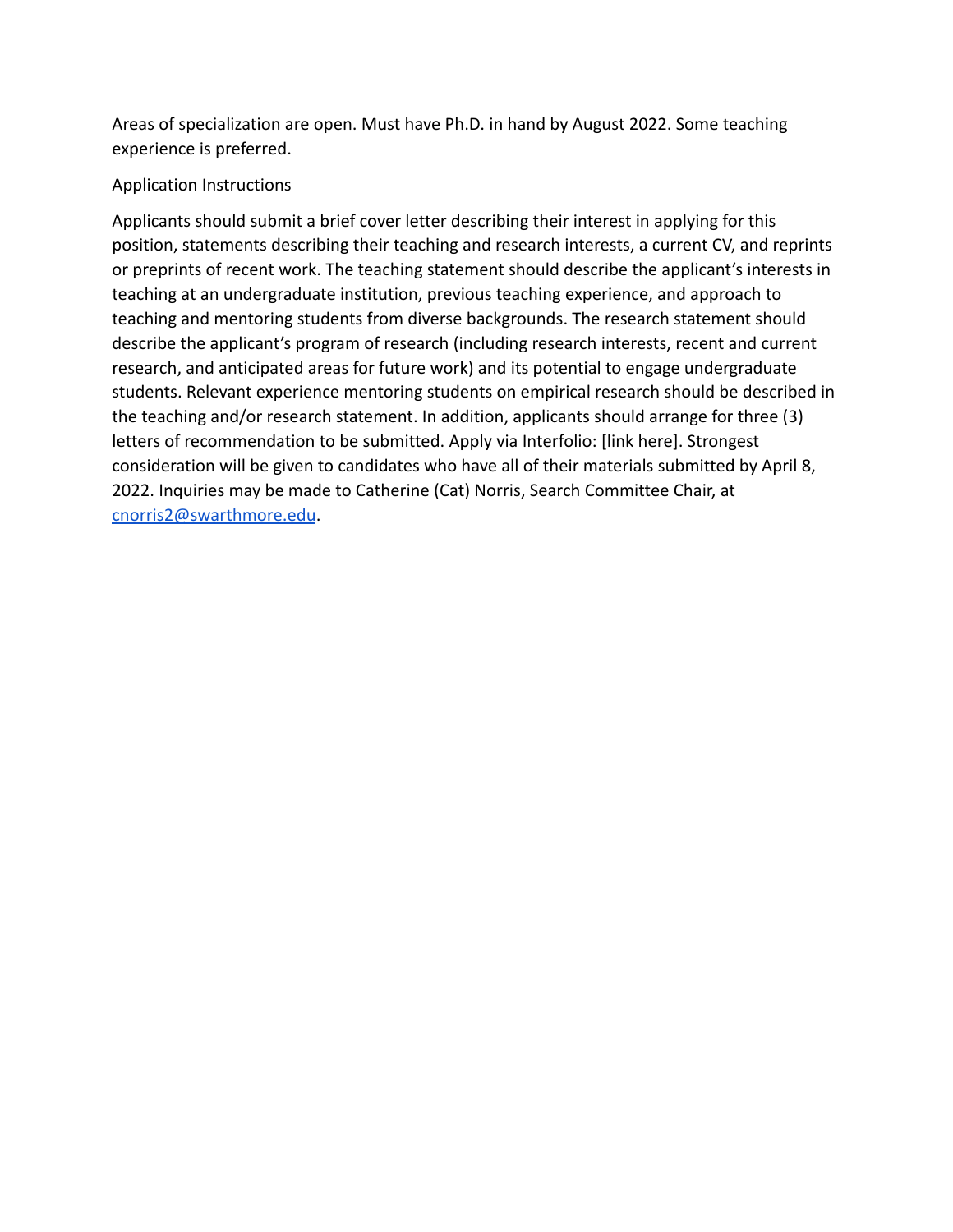Areas of specialization are open. Must have Ph.D. in hand by August 2022. Some teaching experience is preferred.

Application Instructions

Applicants should submit a brief cover letter describing their interest in applying for this position, statements describing their teaching and research interests, a current CV, and reprints or preprints of recent work. The teaching statement should describe the applicant's interests in teaching at an undergraduate institution, previous teaching experience, and approach to teaching and mentoring students from diverse backgrounds. The research statement should describe the applicant's program of research (including research interests, recent and current research, and anticipated areas for future work) and its potential to engage undergraduate students. Relevant experience mentoring students on empirical research should be described in the teaching and/or research statement. In addition, applicants should arrange for three (3) letters of recommendation to be submitted. Apply via Interfolio: [link here]. Strongest consideration will be given to candidates who have all of their materials submitted by April 8, 2022. Inquiries may be made to Catherine (Cat) Norris, Search Committee Chair, at cnorris2@swarthmore.edu.